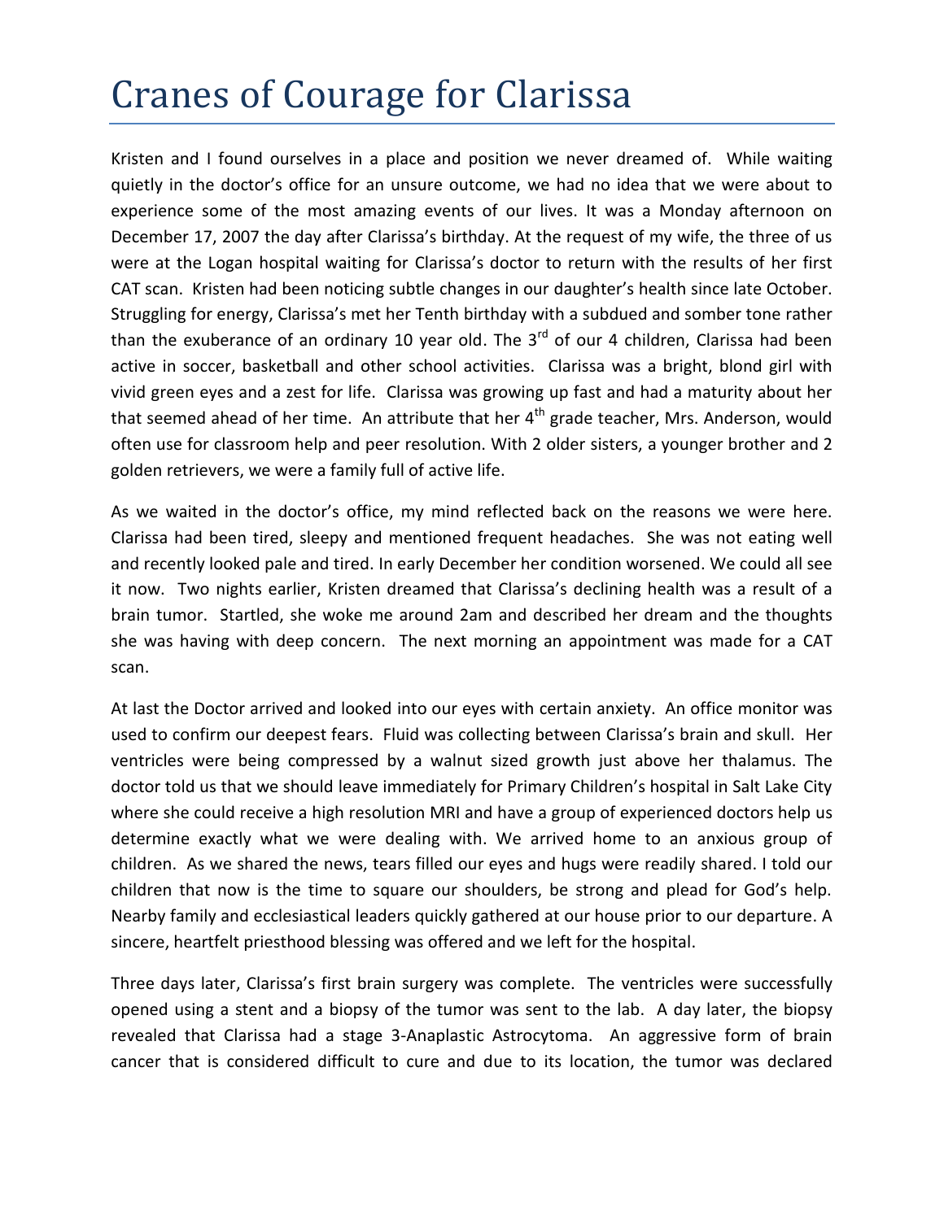# Cranes of Courage for Clarissa

Kristen and I found ourselves in a place and position we never dreamed of. While waiting quietly in the doctor's office for an unsure outcome, we had no idea that we were about to experience some of the most amazing events of our lives. It was a Monday afternoon on December 17, 2007 the day after Clarissa's birthday. At the request of my wife, the three of us were at the Logan hospital waiting for Clarissa's doctor to return with the results of her first CAT scan. Kristen had been noticing subtle changes in our daughter's health since late October. Struggling for energy, Clarissa's met her Tenth birthday with a subdued and somber tone rather than the exuberance of an ordinary 10 year old. The 3rd of our 4 children, Clarissa had been active in soccer, basketball and other school activities. Clarissa was a bright, blond girl with vivid green eyes and a zest for life. Clarissa was growing up fast and had a maturity about her that seemed ahead of her time. An attribute that her 4th grade teacher, Mrs. Anderson, would often use for classroom help and peer resolution. With 2 older sisters, a younger brother and 2 golden retrievers, we were a family full of active life.

As we waited in the doctor's office, my mind reflected back on the reasons we were here. Clarissa had been tired, sleepy and mentioned frequent headaches. She was not eating well and recently looked pale and tired. In early December her condition worsened. We could all see it now. Two nights earlier, Kristen dreamed that Clarissa's declining health was a result of a brain tumor. Startled, she woke me around 2am and described her dream and the thoughts she was having with deep concern. The next morning an appointment was made for a CAT scan.

At last the Doctor arrived and looked into our eyes with certain anxiety. An office monitor was used to confirm our deepest fears. Fluid was collecting between Clarissa's brain and skull. Her ventricles were being compressed by a walnut sized growth just above her thalamus. The doctor told us that we should leave immediately for Primary Children's hospital in Salt Lake City where she could receive a high resolution MRI and have a group of experienced doctors help us determine exactly what we were dealing with. We arrived home to an anxious group of children. As we shared the news, tears filled our eyes and hugs were readily shared. I told our children that now is the time to square our shoulders, be strong and plead for God's help. Nearby family and ecclesiastical leaders quickly gathered at our house prior to our departure. A sincere, heartfelt priesthood blessing was offered and we left for the hospital.

Three days later, Clarissa's first brain surgery was complete. The ventricles were successfully opened using a stent and a biopsy of the tumor was sent to the lab. A day later, the biopsy revealed that Clarissa had a stage 3-Anaplastic Astrocytoma. An aggressive form of brain cancer that is considered difficult to cure and due to its location, the tumor was declared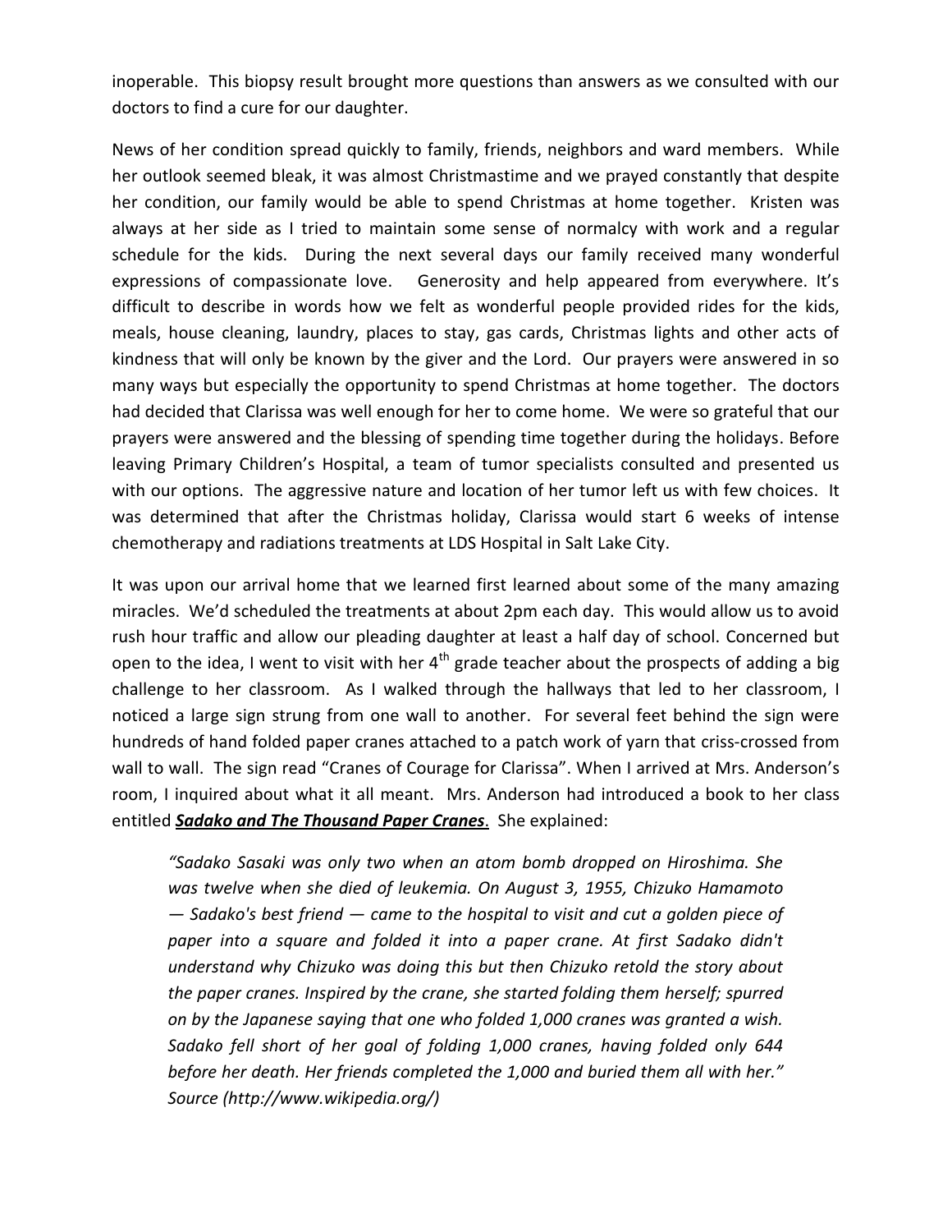inoperable. This biopsy result brought more questions than answers as we consulted with our doctors to find a cure for our daughter.

News of her condition spread quickly to family, friends, neighbors and ward members. While her outlook seemed bleak, it was almost Christmastime and we prayed constantly that despite her condition, our family would be able to spend Christmas at home together. Kristen was always at her side as I tried to maintain some sense of normalcy with work and a regular schedule for the kids. During the next several days our family received many wonderful expressions of compassionate love. Generosity and help appeared from everywhere. It's difficult to describe in words how we felt as wonderful people provided rides for the kids, meals, house cleaning, laundry, places to stay, gas cards, Christmas lights and other acts of kindness that will only be known by the giver and the Lord. Our prayers were answered in so many ways but especially the opportunity to spend Christmas at home together. The doctors had decided that Clarissa was well enough for her to come home. We were so grateful that our prayers were answered and the blessing of spending time together during the holidays. Before leaving Primary Children's Hospital, a team of tumor specialists consulted and presented us with our options. The aggressive nature and location of her tumor left us with few choices. It was determined that after the Christmas holiday, Clarissa would start 6 weeks of intense chemotherapy and radiations treatments at LDS Hospital in Salt Lake City.

It was upon our arrival home that we learned first learned about some of the many amazing miracles. We'd scheduled the treatments at about 2pm each day. This would allow us to avoid rush hour traffic and allow our pleading daughter at least a half day of school. Concerned but open to the idea, I went to visit with her 4th grade teacher about the prospects of adding a big challenge to her classroom. As I walked through the hallways that led to her classroom, I noticed a large sign strung from one wall to another. For several feet behind the sign were hundreds of hand folded paper cranes attached to a patch work of yarn that criss-crossed from wall to wall. The sign read "Cranes of Courage for Clarissa". When I arrived at Mrs. Anderson's room, I inquired about what it all meant. Mrs. Anderson had introduced a book to her class entitled ***Sadako and The Thousand Paper Cranes***. She explained:

> *"Sadako Sasaki was only two when an atom bomb dropped on Hiroshima. She was twelve when she died of leukemia. On August 3, 1955, Chizuko Hamamoto — Sadako's best friend — came to the hospital to visit and cut a golden piece of paper into a square and folded it into a paper crane. At first Sadako didn't understand why Chizuko was doing this but then Chizuko retold the story about the paper cranes. Inspired by the crane, she started folding them herself; spurred on by the Japanese saying that one who folded 1,000 cranes was granted a wish. Sadako fell short of her goal of folding 1,000 cranes, having folded only 644 before her death. Her friends completed the 1,000 and buried them all with her." Source (http://www.wikipedia.org/)*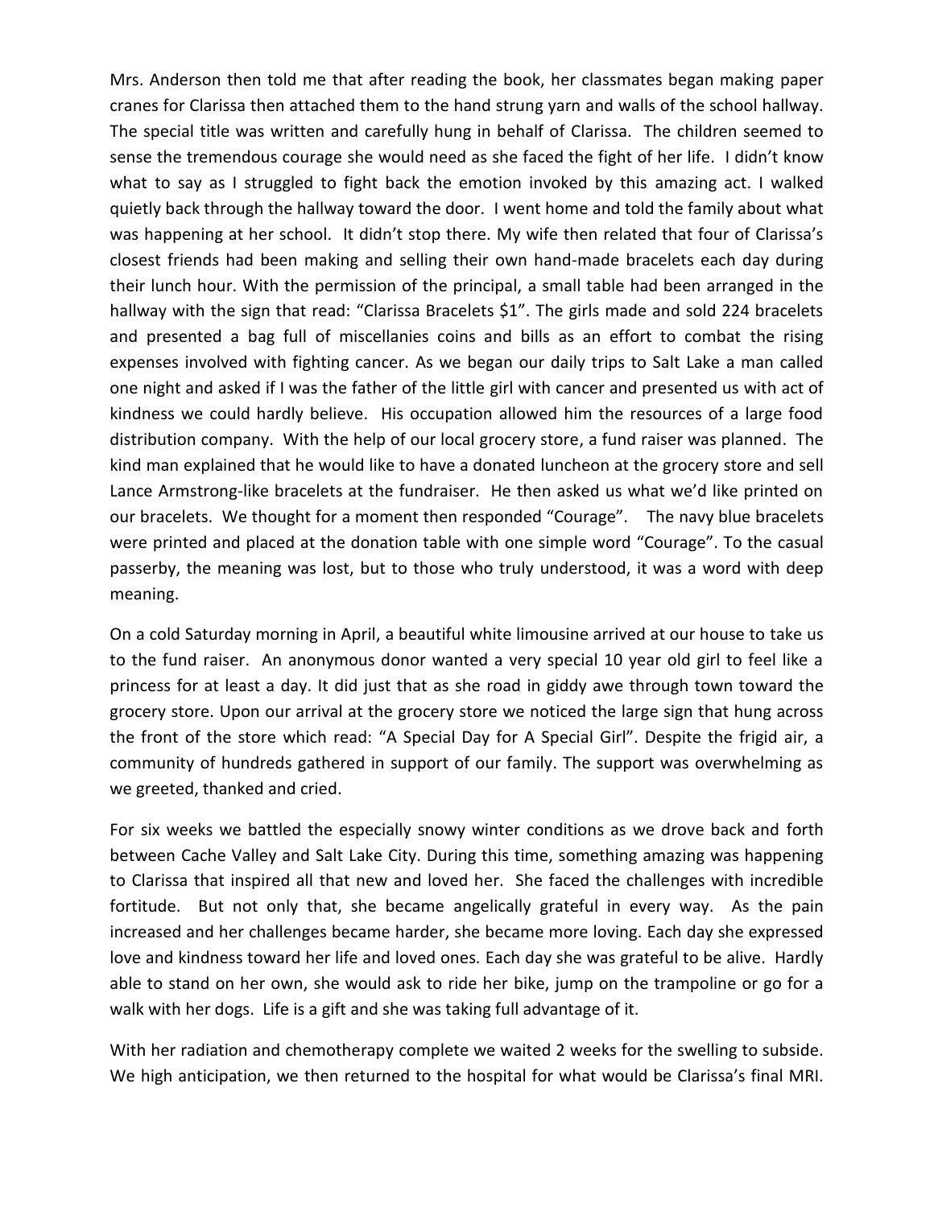Mrs. Anderson then told me that after reading the book, her classmates began making paper cranes for Clarissa then attached them to the hand strung yarn and walls of the school hallway. The special title was written and carefully hung in behalf of Clarissa. The children seemed to sense the tremendous courage she would need as she faced the fight of her life. I didn't know what to say as I struggled to fight back the emotion invoked by this amazing act. I walked quietly back through the hallway toward the door. I went home and told the family about what was happening at her school. It didn't stop there. My wife then related that four of Clarissa's closest friends had been making and selling their own hand-made bracelets each day during their lunch hour. With the permission of the principal, a small table had been arranged in the hallway with the sign that read: "Clarissa Bracelets $1". The girls made and sold 224 bracelets and presented a bag full of miscellanies coins and bills as an effort to combat the rising expenses involved with fighting cancer. As we began our daily trips to Salt Lake a man called one night and asked if I was the father of the little girl with cancer and presented us with act of kindness we could hardly believe. His occupation allowed him the resources of a large food distribution company. With the help of our local grocery store, a fund raiser was planned. The kind man explained that he would like to have a donated luncheon at the grocery store and sell Lance Armstrong-like bracelets at the fundraiser. He then asked us what we'd like printed on our bracelets. We thought for a moment then responded "Courage". The navy blue bracelets were printed and placed at the donation table with one simple word "Courage". To the casual passerby, the meaning was lost, but to those who truly understood, it was a word with deep meaning.

On a cold Saturday morning in April, a beautiful white limousine arrived at our house to take us to the fund raiser. An anonymous donor wanted a very special 10 year old girl to feel like a princess for at least a day. It did just that as she road in giddy awe through town toward the grocery store. Upon our arrival at the grocery store we noticed the large sign that hung across the front of the store which read: "A Special Day for A Special Girl". Despite the frigid air, a community of hundreds gathered in support of our family. The support was overwhelming as we greeted, thanked and cried.

For six weeks we battled the especially snowy winter conditions as we drove back and forth between Cache Valley and Salt Lake City. During this time, something amazing was happening to Clarissa that inspired all that new and loved her. She faced the challenges with incredible fortitude. But not only that, she became angelically grateful in every way. As the pain increased and her challenges became harder, she became more loving. Each day she expressed love and kindness toward her life and loved ones. Each day she was grateful to be alive. Hardly able to stand on her own, she would ask to ride her bike, jump on the trampoline or go for a walk with her dogs. Life is a gift and she was taking full advantage of it.

With her radiation and chemotherapy complete we waited 2 weeks for the swelling to subside. We high anticipation, we then returned to the hospital for what would be Clarissa's final MRI.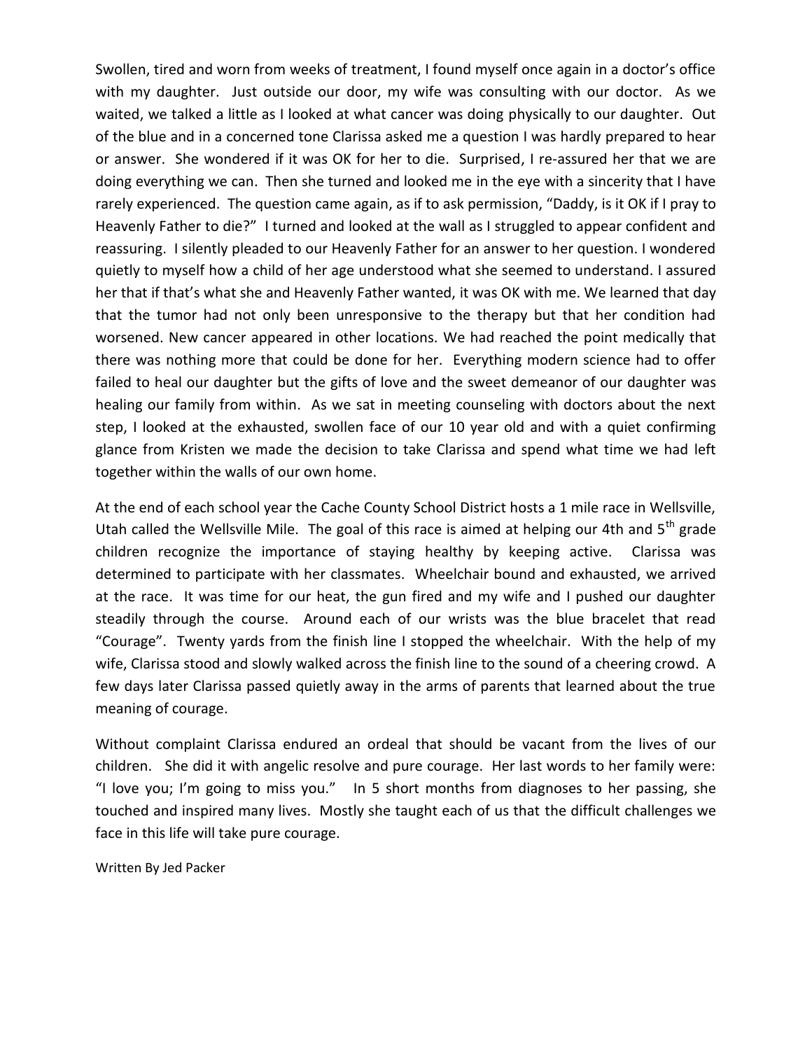Swollen, tired and worn from weeks of treatment, I found myself once again in a doctor's office with my daughter. Just outside our door, my wife was consulting with our doctor. As we waited, we talked a little as I looked at what cancer was doing physically to our daughter. Out of the blue and in a concerned tone Clarissa asked me a question I was hardly prepared to hear or answer. She wondered if it was OK for her to die. Surprised, I re-assured her that we are doing everything we can. Then she turned and looked me in the eye with a sincerity that I have rarely experienced. The question came again, as if to ask permission, "Daddy, is it OK if I pray to Heavenly Father to die?" I turned and looked at the wall as I struggled to appear confident and reassuring. I silently pleaded to our Heavenly Father for an answer to her question. I wondered quietly to myself how a child of her age understood what she seemed to understand. I assured her that if that's what she and Heavenly Father wanted, it was OK with me. We learned that day that the tumor had not only been unresponsive to the therapy but that her condition had worsened. New cancer appeared in other locations. We had reached the point medically that there was nothing more that could be done for her. Everything modern science had to offer failed to heal our daughter but the gifts of love and the sweet demeanor of our daughter was healing our family from within. As we sat in meeting counseling with doctors about the next step, I looked at the exhausted, swollen face of our 10 year old and with a quiet confirming glance from Kristen we made the decision to take Clarissa and spend what time we had left together within the walls of our own home.

At the end of each school year the Cache County School District hosts a 1 mile race in Wellsville, Utah called the Wellsville Mile. The goal of this race is aimed at helping our 4th and 5th grade children recognize the importance of staying healthy by keeping active. Clarissa was determined to participate with her classmates. Wheelchair bound and exhausted, we arrived at the race. It was time for our heat, the gun fired and my wife and I pushed our daughter steadily through the course. Around each of our wrists was the blue bracelet that read "Courage". Twenty yards from the finish line I stopped the wheelchair. With the help of my wife, Clarissa stood and slowly walked across the finish line to the sound of a cheering crowd. A few days later Clarissa passed quietly away in the arms of parents that learned about the true meaning of courage.

Without complaint Clarissa endured an ordeal that should be vacant from the lives of our children. She did it with angelic resolve and pure courage. Her last words to her family were: "I love you; I'm going to miss you." In 5 short months from diagnoses to her passing, she touched and inspired many lives. Mostly she taught each of us that the difficult challenges we face in this life will take pure courage.

Written By Jed Packer